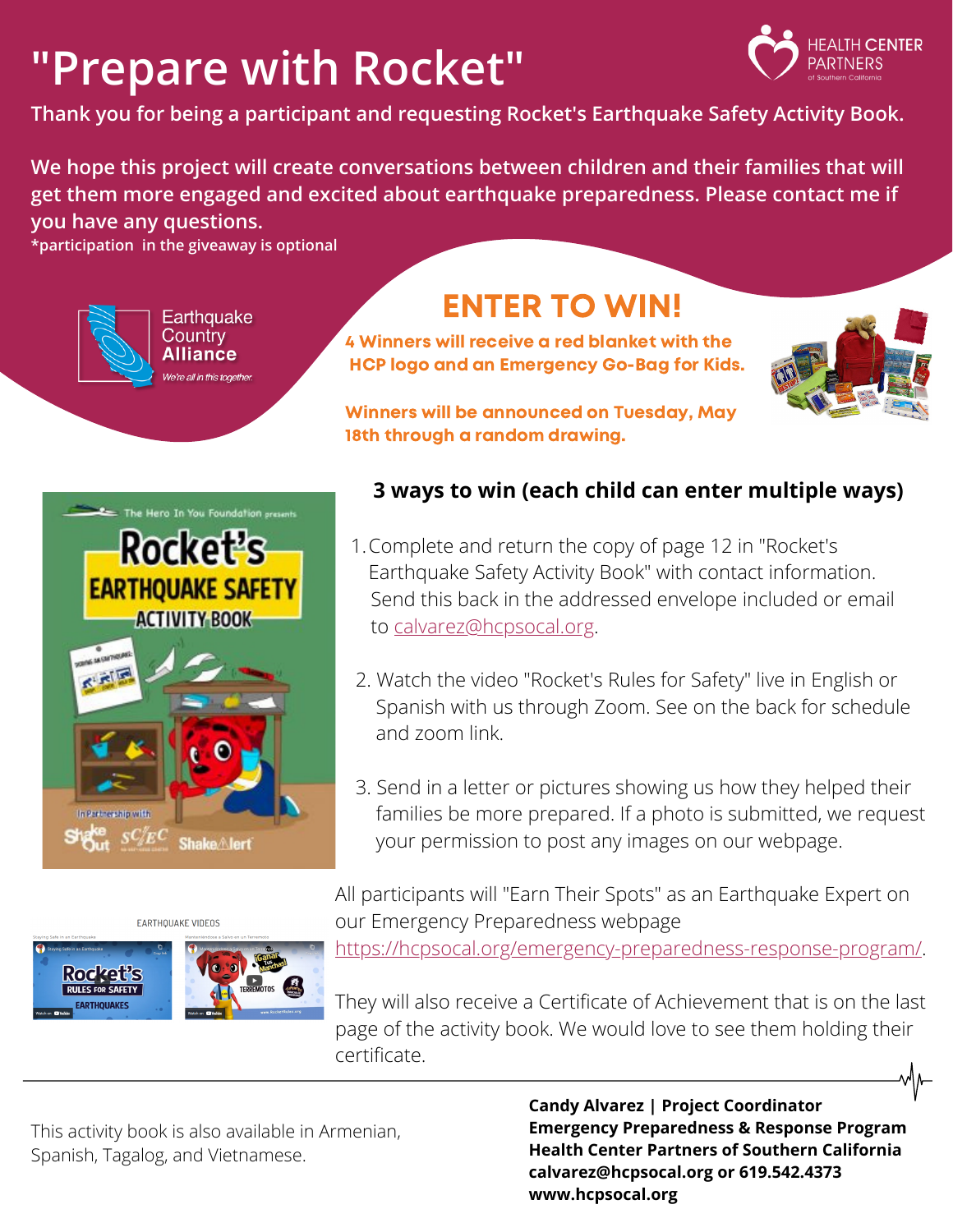# "Prepare with Rocket"

HEALTH CENTER PARTNERS of Southern California

**Thank you for being a participant and requesting Rocket's Earthquake Safety Activity Book.**

**We hope this project will create conversations between children and their families that will get them more engaged and excited about earthquake preparedness. Please contact me if you have any questions.**

***participation in the giveaway is optional**

Earthquake Country Alliance
*We're all in this together.*

## ENTER TO WIN!

**4 Winners will receive a red blanket with the HCP logo and an Emergency Go-Bag for Kids.**

**Winners will be announced on Tuesday, May 18th through a random drawing.**

### 3 ways to win (each child can enter multiple ways)

1. Complete and return the copy of page 12 in "Rocket's Earthquake Safety Activity Book" with contact information. Send this back in the addressed envelope included or email to calvarez@hcpsocal.org.
2. Watch the video "Rocket's Rules for Safety" live in English or Spanish with us through Zoom. See on the back for schedule and zoom link.
3. Send in a letter or pictures showing us how they helped their families be more prepared. If a photo is submitted, we request your permission to post any images on our webpage.

All participants will "Earn Their Spots" as an Earthquake Expert on our Emergency Preparedness webpage https://hcpsocal.org/emergency-preparedness-response-program/.

They will also receive a Certificate of Achievement that is on the last page of the activity book. We would love to see them holding their certificate.

EARTHQUAKE VIDEOS

This activity book is also available in Armenian, Spanish, Tagalog, and Vietnamese.

**Candy Alvarez | Project Coordinator**
**Emergency Preparedness & Response Program**
**Health Center Partners of Southern California**
**calvarez@hcpsocal.org or 619.542.4373**
**www.hcpsocal.org**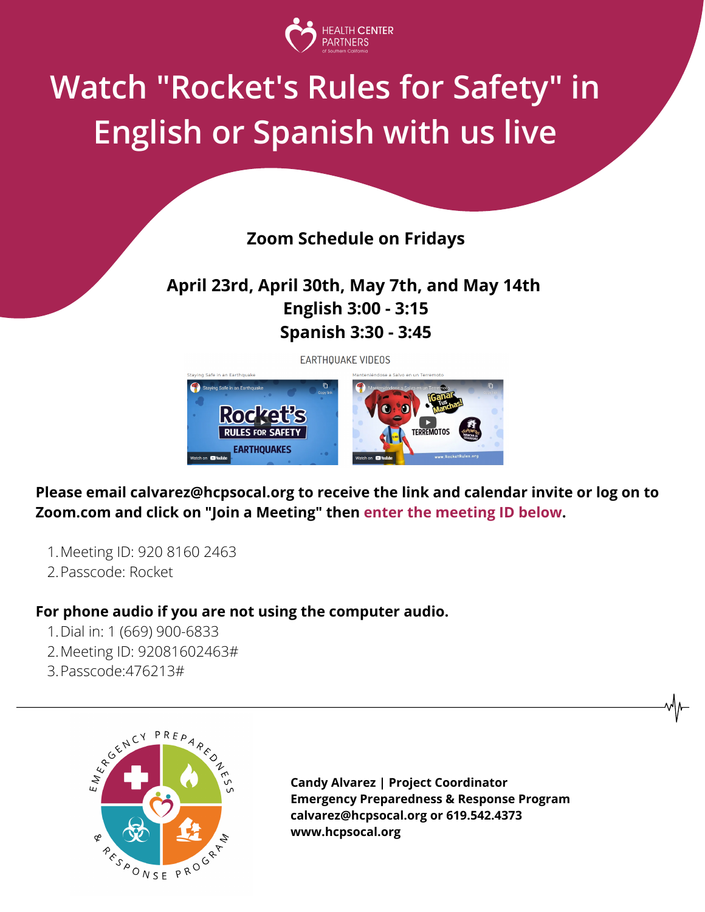HEALTH CENTER PARTNERS of Southern California

# Watch "Rocket's Rules for Safety" in English or Spanish with us live

### Zoom Schedule on Fridays

### April 23rd, April 30th, May 7th, and May 14th
### English 3:00 - 3:15
### Spanish 3:30 - 3:45

EARTHQUAKE VIDEOS

**Please email calvarez@hcpsocal.org to receive the link and calendar invite or log on to Zoom.com and click on "Join a Meeting" then enter the meeting ID below.**

1. Meeting ID: 920 8160 2463
2. Passcode: Rocket

**For phone audio if you are not using the computer audio.**

1. Dial in: 1 (669) 900-6833
2. Meeting ID: 92081602463#
3. Passcode:476213#

EMERGENCY PREPAREDNESS & RESPONSE PROGRAM

**Candy Alvarez | Project Coordinator**
**Emergency Preparedness & Response Program**
**calvarez@hcpsocal.org or 619.542.4373**
**www.hcpsocal.org**